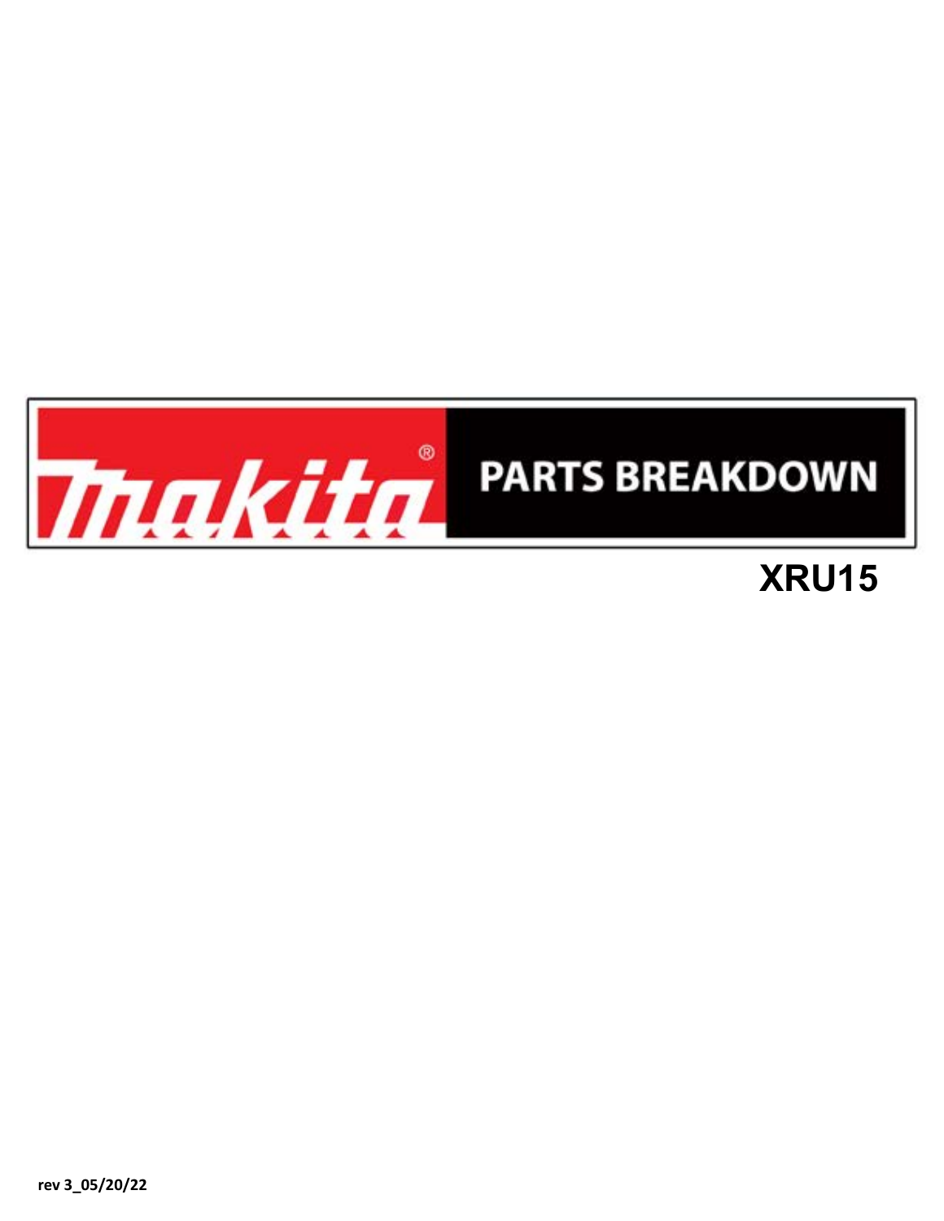# Makita® PARTS BREAKDOWN

## XRU15

rev 3_05/20/22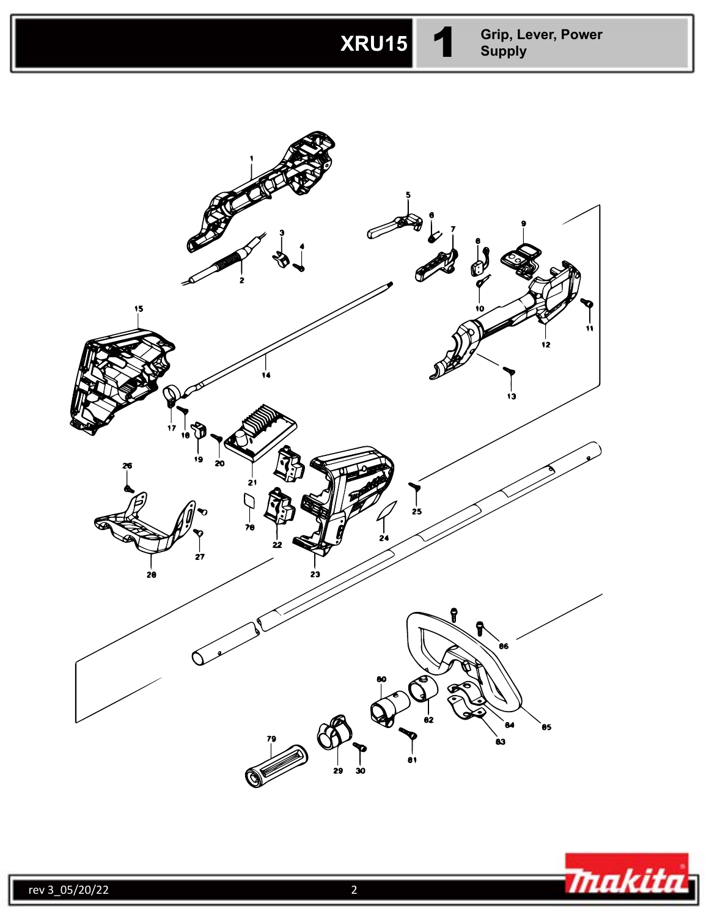# XRU15 1 Grip, Lever, Power Supply

1 2 3 4 5 6 7 8 9 10 11 12 13 14 15 17 18 19 20 21 22 23 24 25 26 27 28 29 30 78 79 80 81 82 83 84 85 86

rev 3_05/20/22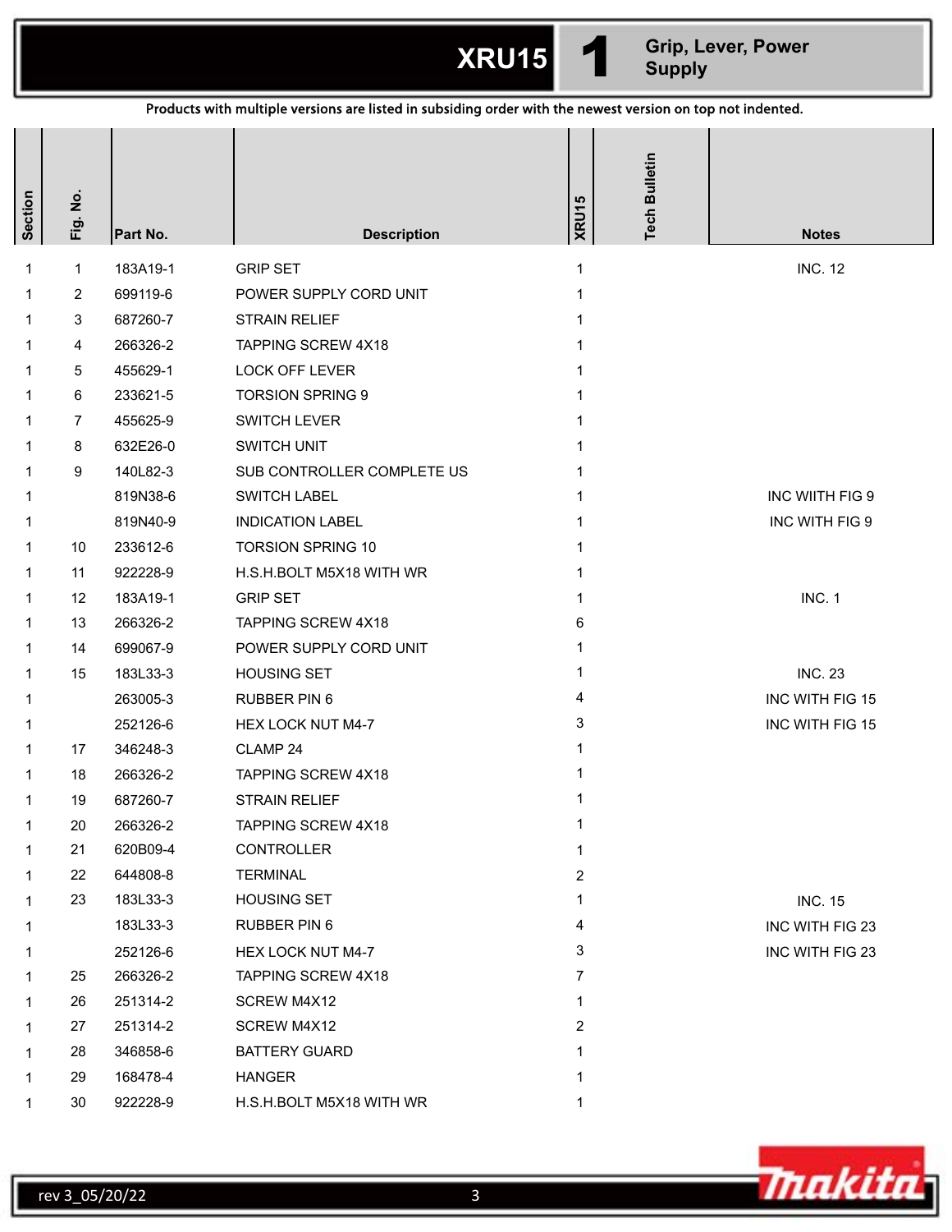# XRU15 — 1 Grip, Lever, Power Supply

Products with multiple versions are listed in subsiding order with the newest version on top not indented.

| Section | Fig. No. | Part No. | Description | XRU15 | Tech Bulletin | Notes |
|---|---|---|---|---|---|---|
| 1 | 1 | 183A19-1 | GRIP SET | 1 | | INC. 12 |
| 1 | 2 | 699119-6 | POWER SUPPLY CORD UNIT | 1 | | |
| 1 | 3 | 687260-7 | STRAIN RELIEF | 1 | | |
| 1 | 4 | 266326-2 | TAPPING SCREW 4X18 | 1 | | |
| 1 | 5 | 455629-1 | LOCK OFF LEVER | 1 | | |
| 1 | 6 | 233621-5 | TORSION SPRING 9 | 1 | | |
| 1 | 7 | 455625-9 | SWITCH LEVER | 1 | | |
| 1 | 8 | 632E26-0 | SWITCH UNIT | 1 | | |
| 1 | 9 | 140L82-3 | SUB CONTROLLER COMPLETE US | 1 | | |
| 1 | | 819N38-6 | SWITCH LABEL | 1 | | INC WIITH FIG 9 |
| 1 | | 819N40-9 | INDICATION LABEL | 1 | | INC WITH FIG 9 |
| 1 | 10 | 233612-6 | TORSION SPRING 10 | 1 | | |
| 1 | 11 | 922228-9 | H.S.H.BOLT M5X18 WITH WR | 1 | | |
| 1 | 12 | 183A19-1 | GRIP SET | 1 | | INC. 1 |
| 1 | 13 | 266326-2 | TAPPING SCREW 4X18 | 6 | | |
| 1 | 14 | 699067-9 | POWER SUPPLY CORD UNIT | 1 | | |
| 1 | 15 | 183L33-3 | HOUSING SET | 1 | | INC. 23 |
| 1 | | 263005-3 | RUBBER PIN 6 | 4 | | INC WITH FIG 15 |
| 1 | | 252126-6 | HEX LOCK NUT M4-7 | 3 | | INC WITH FIG 15 |
| 1 | 17 | 346248-3 | CLAMP 24 | 1 | | |
| 1 | 18 | 266326-2 | TAPPING SCREW 4X18 | 1 | | |
| 1 | 19 | 687260-7 | STRAIN RELIEF | 1 | | |
| 1 | 20 | 266326-2 | TAPPING SCREW 4X18 | 1 | | |
| 1 | 21 | 620B09-4 | CONTROLLER | 1 | | |
| 1 | 22 | 644808-8 | TERMINAL | 2 | | |
| 1 | 23 | 183L33-3 | HOUSING SET | 1 | | INC. 15 |
| 1 | | 183L33-3 | RUBBER PIN 6 | 4 | | INC WITH FIG 23 |
| 1 | | 252126-6 | HEX LOCK NUT M4-7 | 3 | | INC WITH FIG 23 |
| 1 | 25 | 266326-2 | TAPPING SCREW 4X18 | 7 | | |
| 1 | 26 | 251314-2 | SCREW M4X12 | 1 | | |
| 1 | 27 | 251314-2 | SCREW M4X12 | 2 | | |
| 1 | 28 | 346858-6 | BATTERY GUARD | 1 | | |
| 1 | 29 | 168478-4 | HANGER | 1 | | |
| 1 | 30 | 922228-9 | H.S.H.BOLT M5X18 WITH WR | 1 | | |

rev 3_05/20/22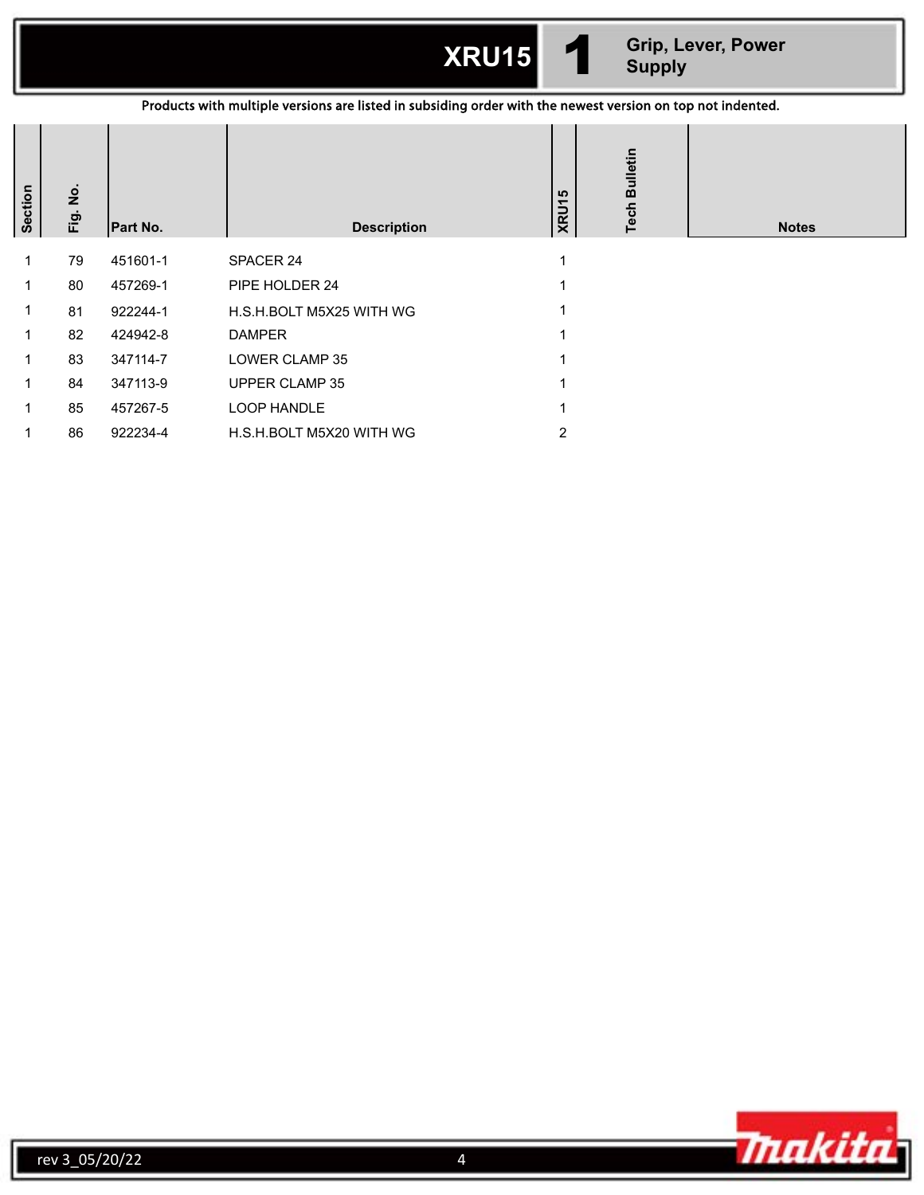# XRU15 1 Grip, Lever, Power Supply

Products with multiple versions are listed in subsiding order with the newest version on top not indented.

| Section | Fig. No. | Part No. | Description | XRU15 | Tech Bulletin | Notes |
|---|---|---|---|---|---|---|
| 1 | 79 | 451601-1 | SPACER 24 | 1 | | |
| 1 | 80 | 457269-1 | PIPE HOLDER 24 | 1 | | |
| 1 | 81 | 922244-1 | H.S.H.BOLT M5X25 WITH WG | 1 | | |
| 1 | 82 | 424942-8 | DAMPER | 1 | | |
| 1 | 83 | 347114-7 | LOWER CLAMP 35 | 1 | | |
| 1 | 84 | 347113-9 | UPPER CLAMP 35 | 1 | | |
| 1 | 85 | 457267-5 | LOOP HANDLE | 1 | | |
| 1 | 86 | 922234-4 | H.S.H.BOLT M5X20 WITH WG | 2 | | |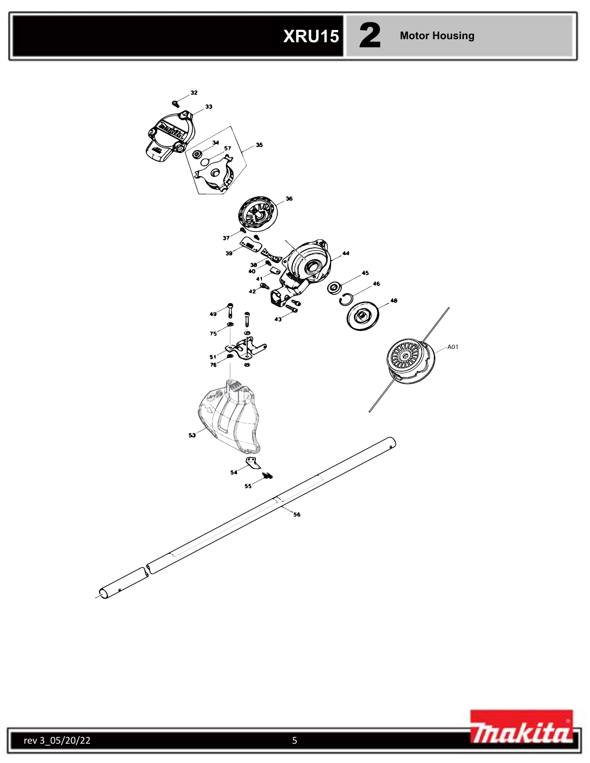# XRU15 2 Motor Housing

32
33
34
57
35
36
37
39
38
40
41
42
44
45
46
48
43
49
75
51
76
53
54
55
56
A01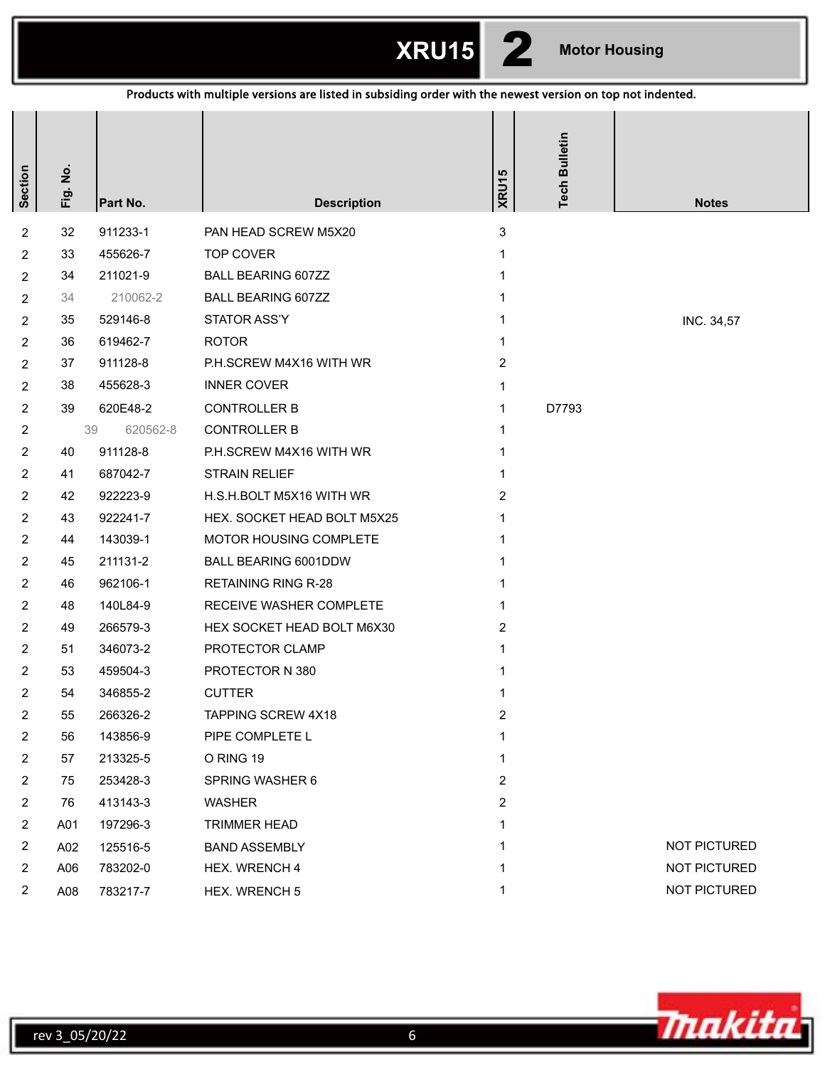# XRU15 2 Motor Housing

Products with multiple versions are listed in subsiding order with the newest version on top not indented.

| Section | Fig. No. | Part No. | Description | XRU15 | Tech Bulletin | Notes |
|---|---|---|---|---|---|---|
| 2 | 32 | 911233-1 | PAN HEAD SCREW M5X20 | 3 | | |
| 2 | 33 | 455626-7 | TOP COVER | 1 | | |
| 2 | 34 | 211021-9 | BALL BEARING 607ZZ | 1 | | |
| 2 | 34 | 210062-2 | BALL BEARING 607ZZ | 1 | | |
| 2 | 35 | 529146-8 | STATOR ASS'Y | 1 | | INC. 34,57 |
| 2 | 36 | 619462-7 | ROTOR | 1 | | |
| 2 | 37 | 911128-8 | P.H.SCREW M4X16 WITH WR | 2 | | |
| 2 | 38 | 455628-3 | INNER COVER | 1 | | |
| 2 | 39 | 620E48-2 | CONTROLLER B | 1 | D7793 | |
| 2 | 39 | 620562-8 | CONTROLLER B | 1 | | |
| 2 | 40 | 911128-8 | P.H.SCREW M4X16 WITH WR | 1 | | |
| 2 | 41 | 687042-7 | STRAIN RELIEF | 1 | | |
| 2 | 42 | 922223-9 | H.S.H.BOLT M5X16 WITH WR | 2 | | |
| 2 | 43 | 922241-7 | HEX. SOCKET HEAD BOLT M5X25 | 1 | | |
| 2 | 44 | 143039-1 | MOTOR HOUSING COMPLETE | 1 | | |
| 2 | 45 | 211131-2 | BALL BEARING 6001DDW | 1 | | |
| 2 | 46 | 962106-1 | RETAINING RING R-28 | 1 | | |
| 2 | 48 | 140L84-9 | RECEIVE WASHER COMPLETE | 1 | | |
| 2 | 49 | 266579-3 | HEX SOCKET HEAD BOLT M6X30 | 2 | | |
| 2 | 51 | 346073-2 | PROTECTOR CLAMP | 1 | | |
| 2 | 53 | 459504-3 | PROTECTOR N 380 | 1 | | |
| 2 | 54 | 346855-2 | CUTTER | 1 | | |
| 2 | 55 | 266326-2 | TAPPING SCREW 4X18 | 2 | | |
| 2 | 56 | 143856-9 | PIPE COMPLETE L | 1 | | |
| 2 | 57 | 213325-5 | O RING 19 | 1 | | |
| 2 | 75 | 253428-3 | SPRING WASHER 6 | 2 | | |
| 2 | 76 | 413143-3 | WASHER | 2 | | |
| 2 | A01 | 197296-3 | TRIMMER HEAD | 1 | | |
| 2 | A02 | 125516-5 | BAND ASSEMBLY | 1 | | NOT PICTURED |
| 2 | A06 | 783202-0 | HEX. WRENCH 4 | 1 | | NOT PICTURED |
| 2 | A08 | 783217-7 | HEX. WRENCH 5 | 1 | | NOT PICTURED |

rev 3_05/20/22